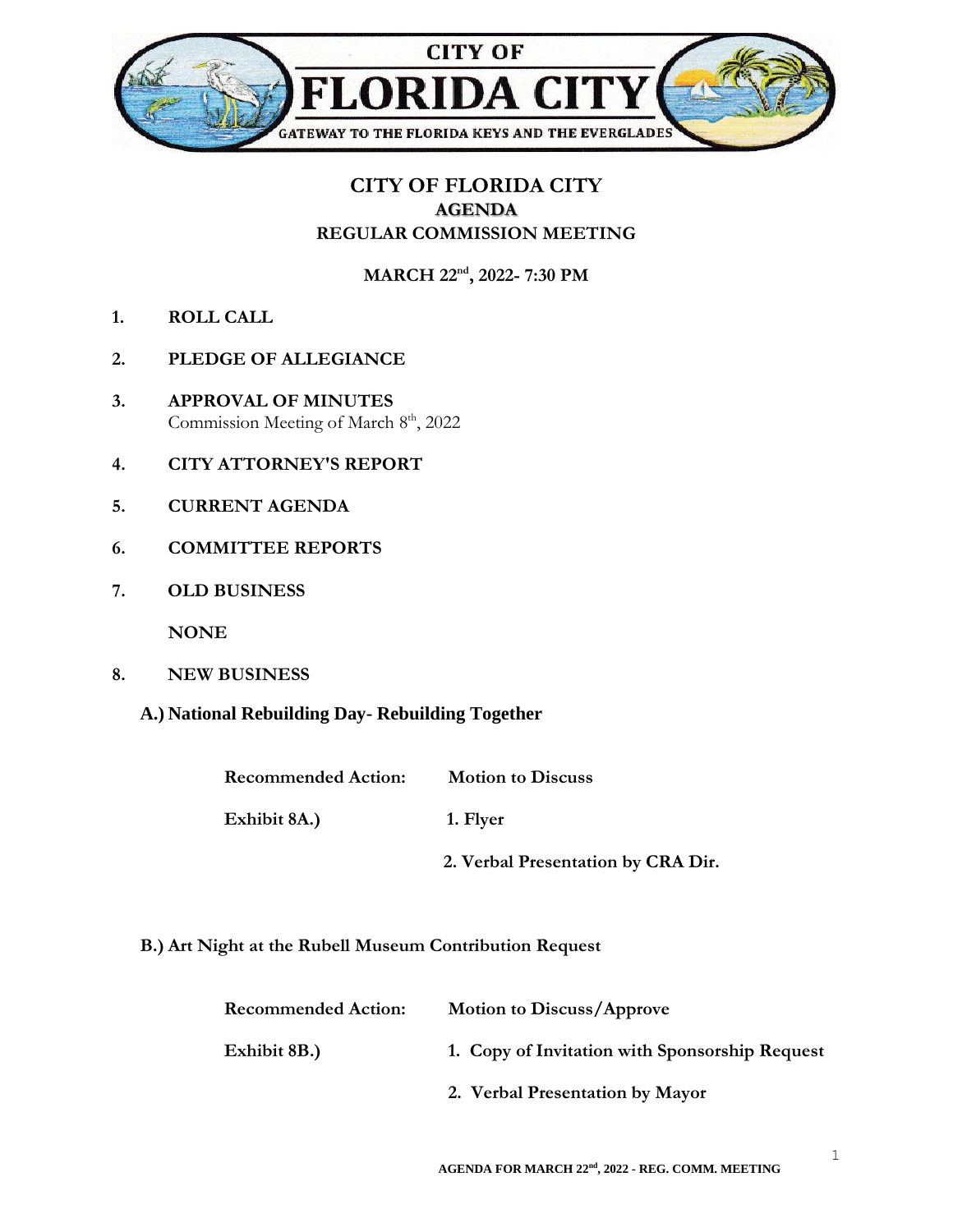# CITY OF FLORIDA CITY

## AGENDA

## REGULAR COMMISSION MEETING

**MARCH 22nd, 2022- 7:30 PM**

1. **ROLL CALL**

2. **PLEDGE OF ALLEGIANCE**

3. **APPROVAL OF MINUTES**
   Commission Meeting of March 8th, 2022

4. **CITY ATTORNEY'S REPORT**

5. **CURRENT AGENDA**

6. **COMMITTEE REPORTS**

7. **OLD BUSINESS**

   **NONE**

8. **NEW BUSINESS**

**A.) National Rebuilding Day- Rebuilding Together**

**Recommended Action:** **Motion to Discuss**

**Exhibit 8A.)**
1. **Flyer**
2. **Verbal Presentation by CRA Dir.**

**B.) Art Night at the Rubell Museum Contribution Request**

**Recommended Action:** **Motion to Discuss/Approve**

**Exhibit 8B.)**
1. **Copy of Invitation with Sponsorship Request**
2. **Verbal Presentation by Mayor**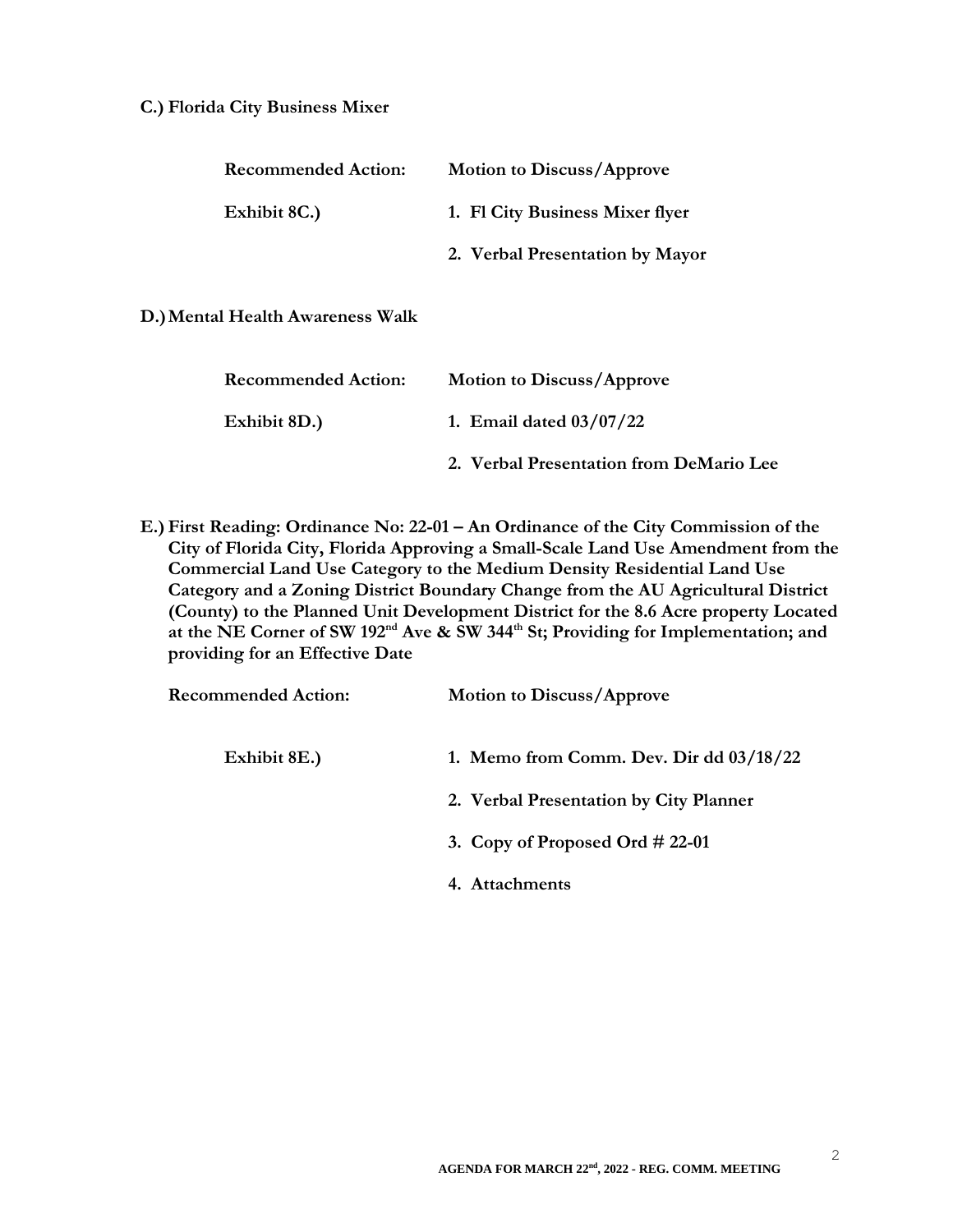**C.) Florida City Business Mixer**

**Recommended Action:** **Motion to Discuss/Approve**

**Exhibit 8C.)**

1. **Fl City Business Mixer flyer**
2. **Verbal Presentation by Mayor**

**D.) Mental Health Awareness Walk**

**Recommended Action:** **Motion to Discuss/Approve**

**Exhibit 8D.)**

1. **Email dated 03/07/22**
2. **Verbal Presentation from DeMario Lee**

**E.) First Reading: Ordinance No: 22-01 – An Ordinance of the City Commission of the City of Florida City, Florida Approving a Small-Scale Land Use Amendment from the Commercial Land Use Category to the Medium Density Residential Land Use Category and a Zoning District Boundary Change from the AU Agricultural District (County) to the Planned Unit Development District for the 8.6 Acre property Located at the NE Corner of SW 192nd Ave & SW 344th St; Providing for Implementation; and providing for an Effective Date**

**Recommended Action:** **Motion to Discuss/Approve**

**Exhibit 8E.)**

1. **Memo from Comm. Dev. Dir dd 03/18/22**
2. **Verbal Presentation by City Planner**
3. **Copy of Proposed Ord # 22-01**
4. **Attachments**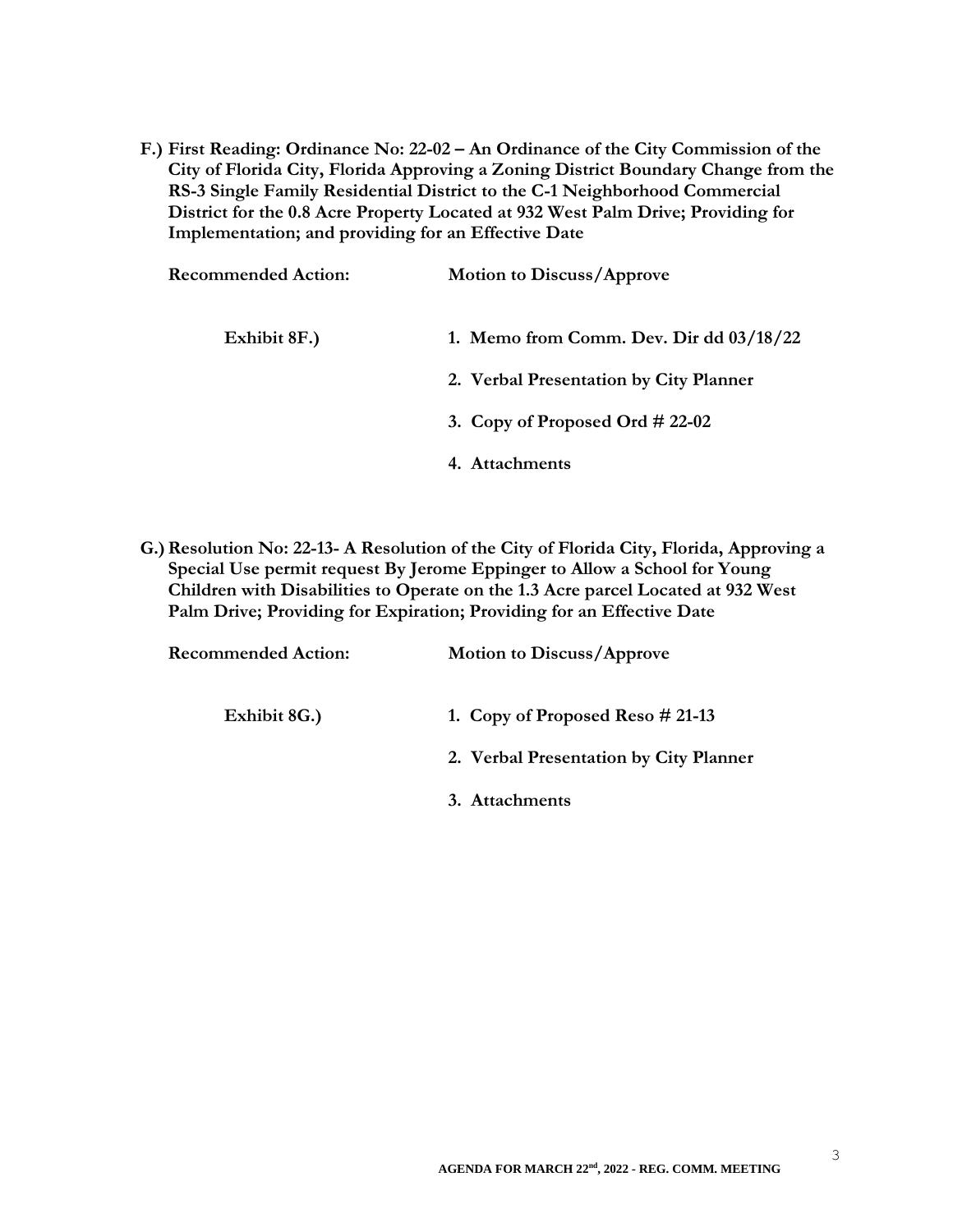**F.) First Reading: Ordinance No: 22-02 – An Ordinance of the City Commission of the City of Florida City, Florida Approving a Zoning District Boundary Change from the RS-3 Single Family Residential District to the C-1 Neighborhood Commercial District for the 0.8 Acre Property Located at 932 West Palm Drive; Providing for Implementation; and providing for an Effective Date**

**Recommended Action:** **Motion to Discuss/Approve**

**Exhibit 8F.)**

1. **Memo from Comm. Dev. Dir dd 03/18/22**
2. **Verbal Presentation by City Planner**
3. **Copy of Proposed Ord # 22-02**
4. **Attachments**

**G.) Resolution No: 22-13- A Resolution of the City of Florida City, Florida, Approving a Special Use permit request By Jerome Eppinger to Allow a School for Young Children with Disabilities to Operate on the 1.3 Acre parcel Located at 932 West Palm Drive; Providing for Expiration; Providing for an Effective Date**

**Recommended Action:** **Motion to Discuss/Approve**

**Exhibit 8G.)**

1. **Copy of Proposed Reso # 21-13**
2. **Verbal Presentation by City Planner**
3. **Attachments**

**AGENDA FOR MARCH 22nd, 2022 - REG. COMM. MEETING**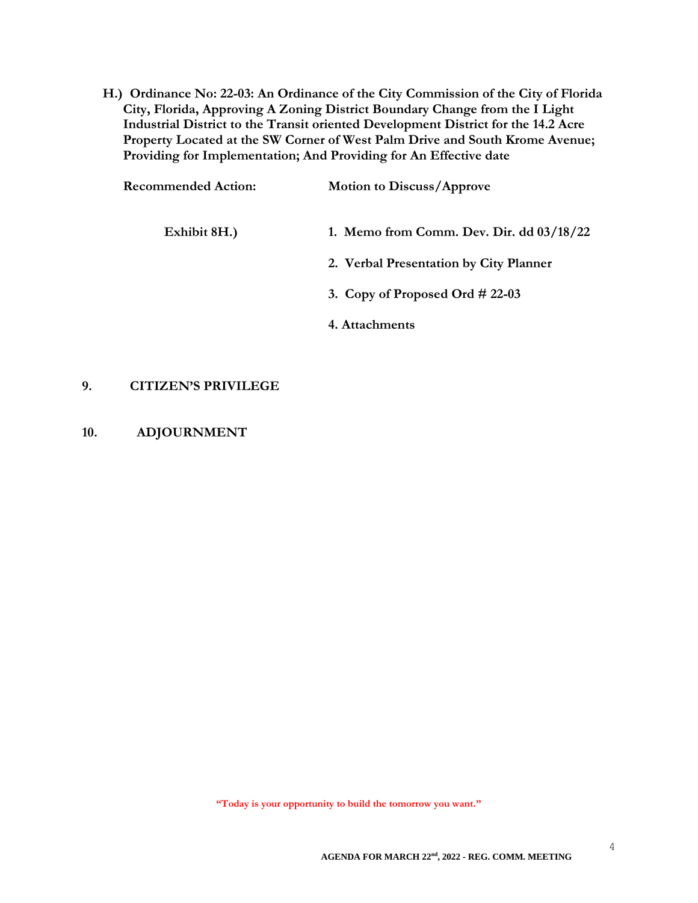**H.) Ordinance No: 22-03: An Ordinance of the City Commission of the City of Florida City, Florida, Approving A Zoning District Boundary Change from the I Light Industrial District to the Transit oriented Development District for the 14.2 Acre Property Located at the SW Corner of West Palm Drive and South Krome Avenue; Providing for Implementation; And Providing for An Effective date**

**Recommended Action:** **Motion to Discuss/Approve**

**Exhibit 8H.)**

1. **Memo from Comm. Dev. Dir. dd 03/18/22**
2. **Verbal Presentation by City Planner**
3. **Copy of Proposed Ord # 22-03**
4. **Attachments**

## 9. CITIZEN'S PRIVILEGE

## 10. ADJOURNMENT

**"Today is your opportunity to build the tomorrow you want."**